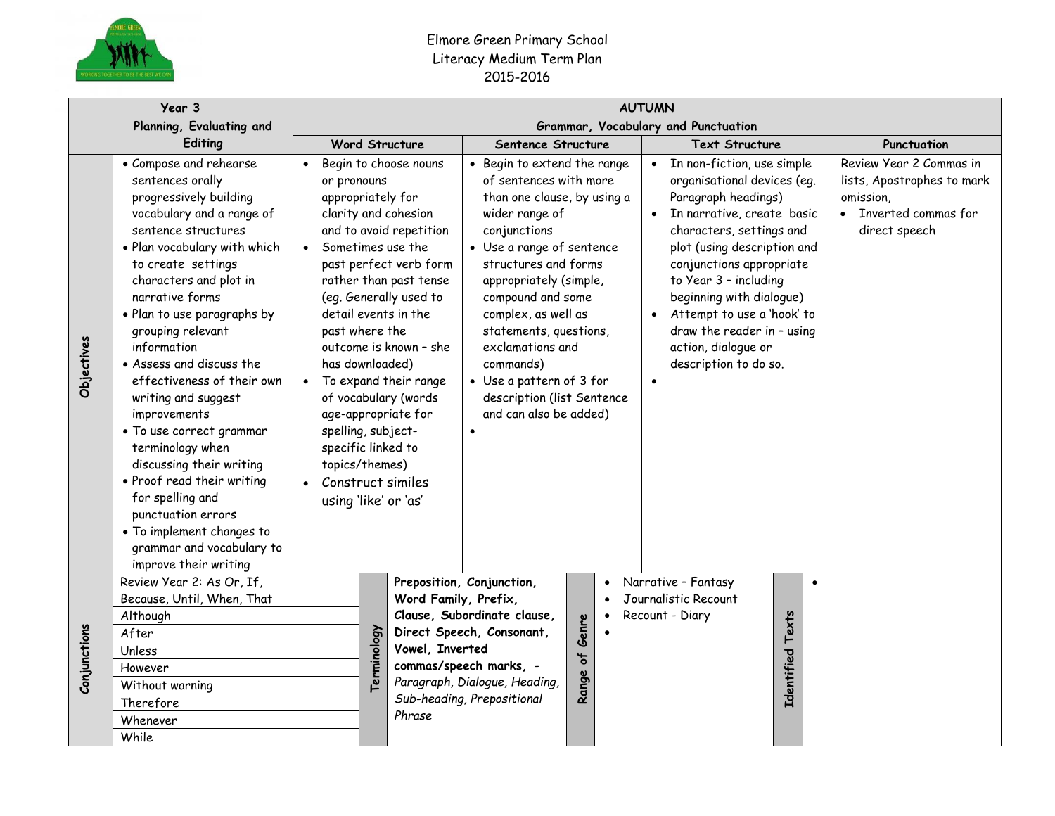# Elmore Green Primary School
## Literacy Medium Term Plan
## 2015-2016

| Year 3 | | AUTUMN | | | |
|---|---|---|---|---|---|
| | **Planning, Evaluating and Editing** | **Grammar, Vocabulary and Punctuation** | | | |
| | | **Word Structure** | **Sentence Structure** | **Text Structure** | **Punctuation** |
| **Objectives** | • Compose and rehearse sentences orally progressively building vocabulary and a range of sentence structures<br>• Plan vocabulary with which to create settings characters and plot in narrative forms<br>• Plan to use paragraphs by grouping relevant information<br>• Assess and discuss the effectiveness of their own writing and suggest improvements<br>• To use correct grammar terminology when discussing their writing<br>• Proof read their writing for spelling and punctuation errors<br>• To implement changes to grammar and vocabulary to improve their writing | • Begin to choose nouns or pronouns appropriately for clarity and cohesion and to avoid repetition<br>• Sometimes use the past perfect verb form rather than past tense (eg. Generally used to detail events in the past where the outcome is known – she has downloaded)<br>• To expand their range of vocabulary (words age-appropriate for spelling, subject-specific linked to topics/themes)<br>• Construct similes using 'like' or 'as' | • Begin to extend the range of sentences with more than one clause, by using a wider range of conjunctions<br>• Use a range of sentence structures and forms appropriately (simple, compound and some complex, as well as statements, questions, exclamations and commands)<br>• Use a pattern of 3 for description (list Sentence and can also be added)<br>• | • In non-fiction, use simple organisational devices (eg. Paragraph headings)<br>• In narrative, create basic characters, settings and plot (using description and conjunctions appropriate to Year 3 – including beginning with dialogue)<br>• Attempt to use a 'hook' to draw the reader in – using action, dialogue or description to do so.<br>• | Review Year 2 Commas in lists, Apostrophes to mark omission,<br>• Inverted commas for direct speech |

| Conjunctions | | | Terminology | | Range of Genre | | Identified Texts | |
|---|---|---|---|---|---|---|---|---|
| | Review Year 2: As Or, If, Because, Until, When, That | | | **Preposition, Conjunction, Word Family, Prefix, Clause, Subordinate clause, Direct Speech, Consonant, Vowel, Inverted commas/speech marks,** - *Paragraph, Dialogue, Heading, Sub-heading, Prepositional Phrase* | | • Narrative – Fantasy<br>• Journalistic Recount<br>• Recount - Diary<br>• | | • |
| | Although | | | | | | | |
| | After | | | | | | | |
| | Unless | | | | | | | |
| | However | | | | | | | |
| | Without warning | | | | | | | |
| | Therefore | | | | | | | |
| | Whenever | | | | | | | |
| | While | | | | | | | |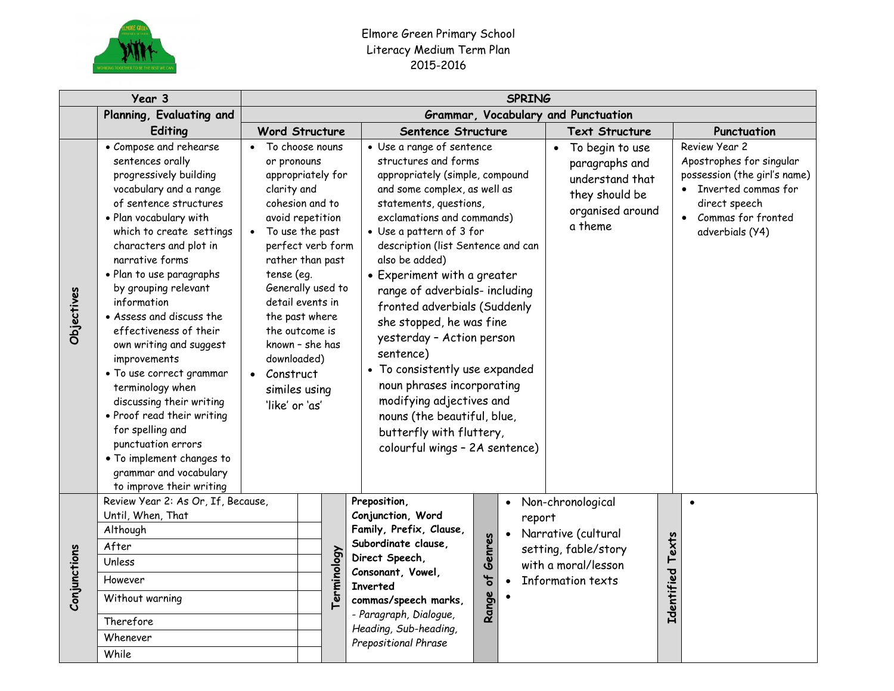Elmore Green Primary School
Literacy Medium Term Plan
2015-2016

| Year 3 | SPRING | | | | |
|---|---|---|---|---|---|
| | Planning, Evaluating and Editing | Grammar, Vocabulary and Punctuation | | | |
| | | Word Structure | Sentence Structure | Text Structure | Punctuation |
| Objectives | • Compose and rehearse sentences orally progressively building vocabulary and a range of sentence structures<br>• Plan vocabulary with which to create settings characters and plot in narrative forms<br>• Plan to use paragraphs by grouping relevant information<br>• Assess and discuss the effectiveness of their own writing and suggest improvements<br>• To use correct grammar terminology when discussing their writing<br>• Proof read their writing for spelling and punctuation errors<br>• To implement changes to grammar and vocabulary to improve their writing | • To choose nouns or pronouns appropriately for clarity and cohesion and to avoid repetition<br>• To use the past perfect verb form rather than past tense (eg. Generally used to detail events in the past where the outcome is known – she has downloaded)<br>• Construct similes using 'like' or 'as' | • Use a range of sentence structures and forms appropriately (simple, compound and some complex, as well as statements, questions, exclamations and commands)<br>• Use a pattern of 3 for description (list Sentence and can also be added)<br>• Experiment with a greater range of adverbials- including fronted adverbials (Suddenly she stopped, he was fine yesterday – Action person sentence)<br>• To consistently use expanded noun phrases incorporating modifying adjectives and nouns (the beautiful, blue, butterfly with fluttery, colourful wings – 2A sentence) | • To begin to use paragraphs and understand that they should be organised around a theme | Review Year 2 Apostrophes for singular possession (the girl's name)<br>• Inverted commas for direct speech<br>• Commas for fronted adverbials (Y4) |

| Conjunctions | | | Terminology | | Range of Genres | | Identified Texts | |
|---|---|---|---|---|---|---|---|---|
| | Review Year 2: As Or, If, Because, Until, When, That | | | **Preposition, Conjunction, Word Family, Prefix, Clause, Subordinate clause, Direct Speech, Consonant, Vowel, Inverted commas/speech marks,**<br>*- Paragraph, Dialogue, Heading, Sub-heading, Prepositional Phrase* | | • Non-chronological report<br>• Narrative (cultural setting, fable/story with a moral/lesson<br>• Information texts<br>• | | • |
| | Although | | | | | | | |
| | After | | | | | | | |
| | Unless | | | | | | | |
| | However | | | | | | | |
| | Without warning | | | | | | | |
| | Therefore | | | | | | | |
| | Whenever | | | | | | | |
| | While | | | | | | | |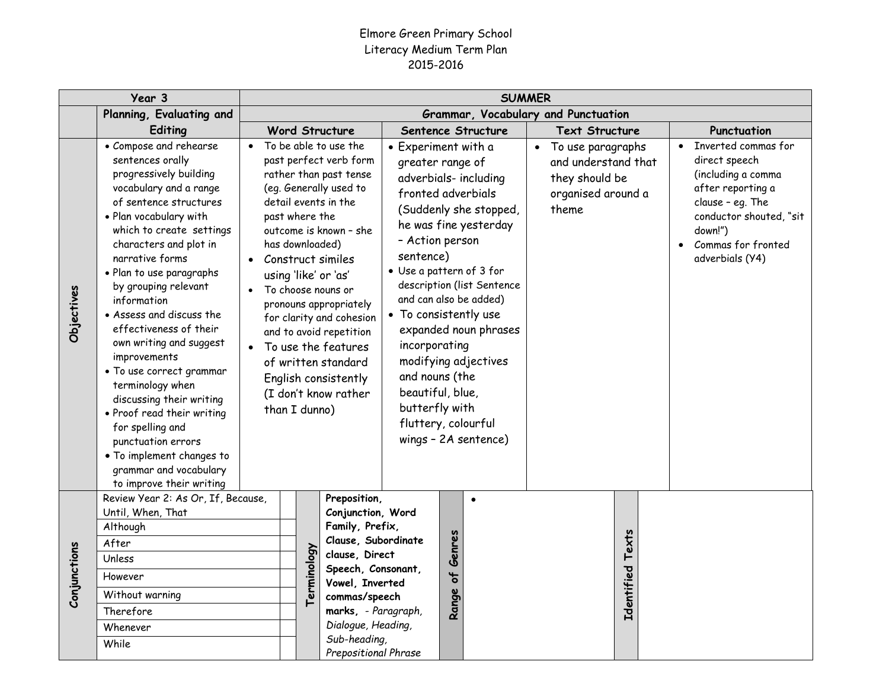Elmore Green Primary School
Literacy Medium Term Plan
2015-2016

| Year 3 | | SUMMER | | | |
|---|---|---|---|---|---|
| | Planning, Evaluating and Editing | Grammar, Vocabulary and Punctuation | | | |
| | | Word Structure | Sentence Structure | Text Structure | Punctuation |
| Objectives | • Compose and rehearse sentences orally progressively building vocabulary and a range of sentence structures<br>• Plan vocabulary with which to create settings characters and plot in narrative forms<br>• Plan to use paragraphs by grouping relevant information<br>• Assess and discuss the effectiveness of their own writing and suggest improvements<br>• To use correct grammar terminology when discussing their writing<br>• Proof read their writing for spelling and punctuation errors<br>• To implement changes to grammar and vocabulary to improve their writing | • To be able to use the past perfect verb form rather than past tense (eg. Generally used to detail events in the past where the outcome is known – she has downloaded)<br>• Construct similes using 'like' or 'as'<br>• To choose nouns or pronouns appropriately for clarity and cohesion and to avoid repetition<br>• To use the features of written standard English consistently (I don't know rather than I dunno) | • Experiment with a greater range of adverbials- including fronted adverbials (Suddenly she stopped, he was fine yesterday – Action person sentence)<br>• Use a pattern of 3 for description (list Sentence and can also be added)<br>• To consistently use expanded noun phrases incorporating modifying adjectives and nouns (the beautiful, blue, butterfly with fluttery, colourful wings – 2A sentence) | • To use paragraphs and understand that they should be organised around a theme | • Inverted commas for direct speech (including a comma after reporting a clause – eg. The conductor shouted, "sit down!")<br>• Commas for fronted adverbials (Y4) |

| Conjunctions | | | Terminology | | Range of Genres | | Identified Texts | |
|---|---|---|---|---|---|---|---|---|
| | Review Year 2: As Or, If, Because, Until, When, That | | | **Preposition, Conjunction, Word Family, Prefix, Clause, Subordinate clause, Direct Speech, Consonant, Vowel, Inverted commas/speech marks,** *- Paragraph, Dialogue, Heading, Sub-heading, Prepositional Phrase* | | • | | |
| | Although | | | | | | | |
| | After | | | | | | | |
| | Unless | | | | | | | |
| | However | | | | | | | |
| | Without warning | | | | | | | |
| | Therefore | | | | | | | |
| | Whenever | | | | | | | |
| | While | | | | | | | |